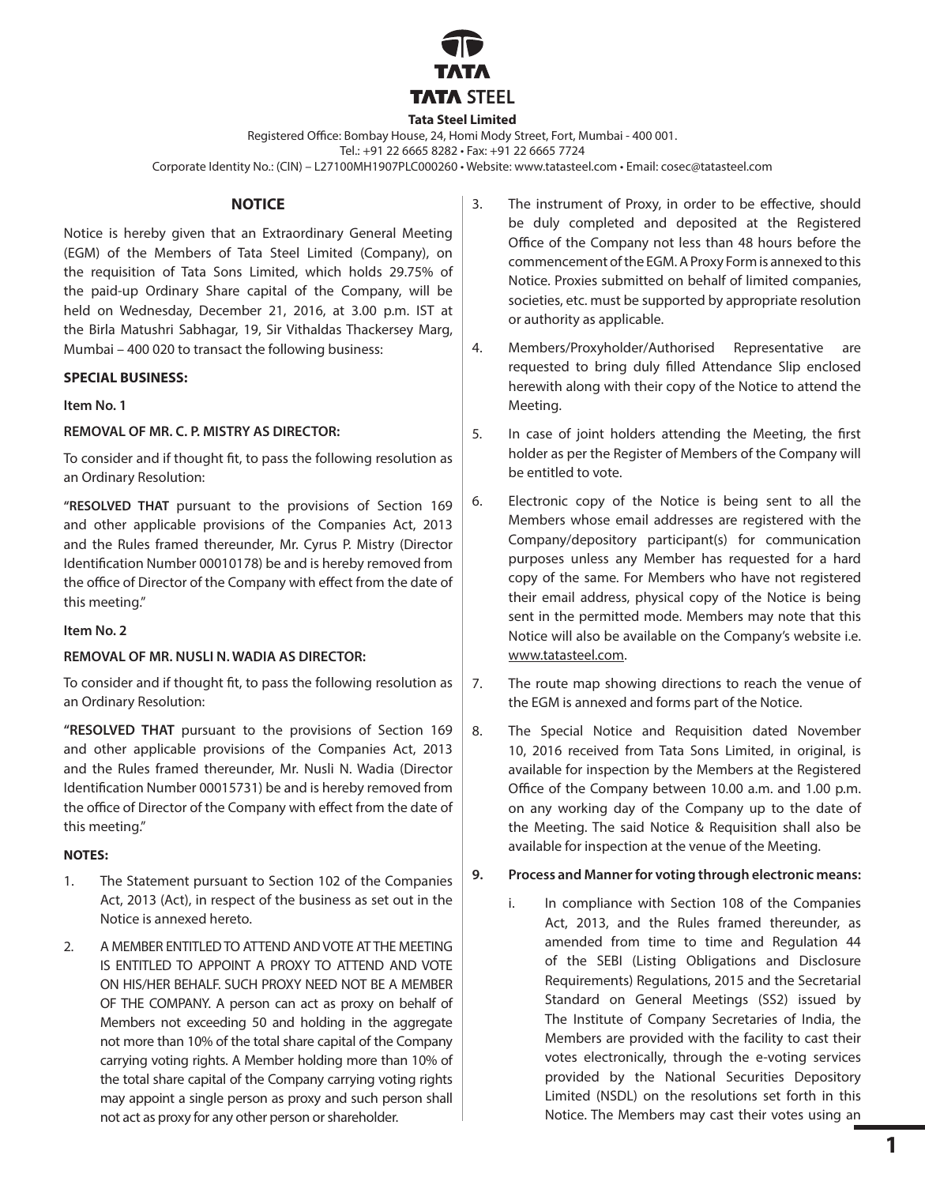**Tata Steel Limited**

Registered Office: Bombay House, 24, Homi Mody Street, Fort, Mumbai - 400 001.
Tel.: +91 22 6665 8282 • Fax: +91 22 6665 7724
Corporate Identity No.: (CIN) – L27100MH1907PLC000260 • Website: www.tatasteel.com • Email: cosec@tatasteel.com

## NOTICE

Notice is hereby given that an Extraordinary General Meeting (EGM) of the Members of Tata Steel Limited (Company), on the requisition of Tata Sons Limited, which holds 29.75% of the paid-up Ordinary Share capital of the Company, will be held on Wednesday, December 21, 2016, at 3.00 p.m. IST at the Birla Matushri Sabhagar, 19, Sir Vithaldas Thackersey Marg, Mumbai – 400 020 to transact the following business:

**SPECIAL BUSINESS:**

**Item No. 1**

**REMOVAL OF MR. C. P. MISTRY AS DIRECTOR:**

To consider and if thought fit, to pass the following resolution as an Ordinary Resolution:

**"RESOLVED THAT** pursuant to the provisions of Section 169 and other applicable provisions of the Companies Act, 2013 and the Rules framed thereunder, Mr. Cyrus P. Mistry (Director Identification Number 00010178) be and is hereby removed from the office of Director of the Company with effect from the date of this meeting."

**Item No. 2**

**REMOVAL OF MR. NUSLI N. WADIA AS DIRECTOR:**

To consider and if thought fit, to pass the following resolution as an Ordinary Resolution:

**"RESOLVED THAT** pursuant to the provisions of Section 169 and other applicable provisions of the Companies Act, 2013 and the Rules framed thereunder, Mr. Nusli N. Wadia (Director Identification Number 00015731) be and is hereby removed from the office of Director of the Company with effect from the date of this meeting."

**NOTES:**

1. The Statement pursuant to Section 102 of the Companies Act, 2013 (Act), in respect of the business as set out in the Notice is annexed hereto.
2. A MEMBER ENTITLED TO ATTEND AND VOTE AT THE MEETING IS ENTITLED TO APPOINT A PROXY TO ATTEND AND VOTE ON HIS/HER BEHALF. SUCH PROXY NEED NOT BE A MEMBER OF THE COMPANY. A person can act as proxy on behalf of Members not exceeding 50 and holding in the aggregate not more than 10% of the total share capital of the Company carrying voting rights. A Member holding more than 10% of the total share capital of the Company carrying voting rights may appoint a single person as proxy and such person shall not act as proxy for any other person or shareholder.
3. The instrument of Proxy, in order to be effective, should be duly completed and deposited at the Registered Office of the Company not less than 48 hours before the commencement of the EGM. A Proxy Form is annexed to this Notice. Proxies submitted on behalf of limited companies, societies, etc. must be supported by appropriate resolution or authority as applicable.
4. Members/Proxyholder/Authorised Representative are requested to bring duly filled Attendance Slip enclosed herewith along with their copy of the Notice to attend the Meeting.
5. In case of joint holders attending the Meeting, the first holder as per the Register of Members of the Company will be entitled to vote.
6. Electronic copy of the Notice is being sent to all the Members whose email addresses are registered with the Company/depository participant(s) for communication purposes unless any Member has requested for a hard copy of the same. For Members who have not registered their email address, physical copy of the Notice is being sent in the permitted mode. Members may note that this Notice will also be available on the Company's website i.e. www.tatasteel.com.
7. The route map showing directions to reach the venue of the EGM is annexed and forms part of the Notice.
8. The Special Notice and Requisition dated November 10, 2016 received from Tata Sons Limited, in original, is available for inspection by the Members at the Registered Office of the Company between 10.00 a.m. and 1.00 p.m. on any working day of the Company up to the date of the Meeting. The said Notice & Requisition shall also be available for inspection at the venue of the Meeting.
9. **Process and Manner for voting through electronic means:**
   i. In compliance with Section 108 of the Companies Act, 2013, and the Rules framed thereunder, as amended from time to time and Regulation 44 of the SEBI (Listing Obligations and Disclosure Requirements) Regulations, 2015 and the Secretarial Standard on General Meetings (SS2) issued by The Institute of Company Secretaries of India, the Members are provided with the facility to cast their votes electronically, through the e-voting services provided by the National Securities Depository Limited (NSDL) on the resolutions set forth in this Notice. The Members may cast their votes using an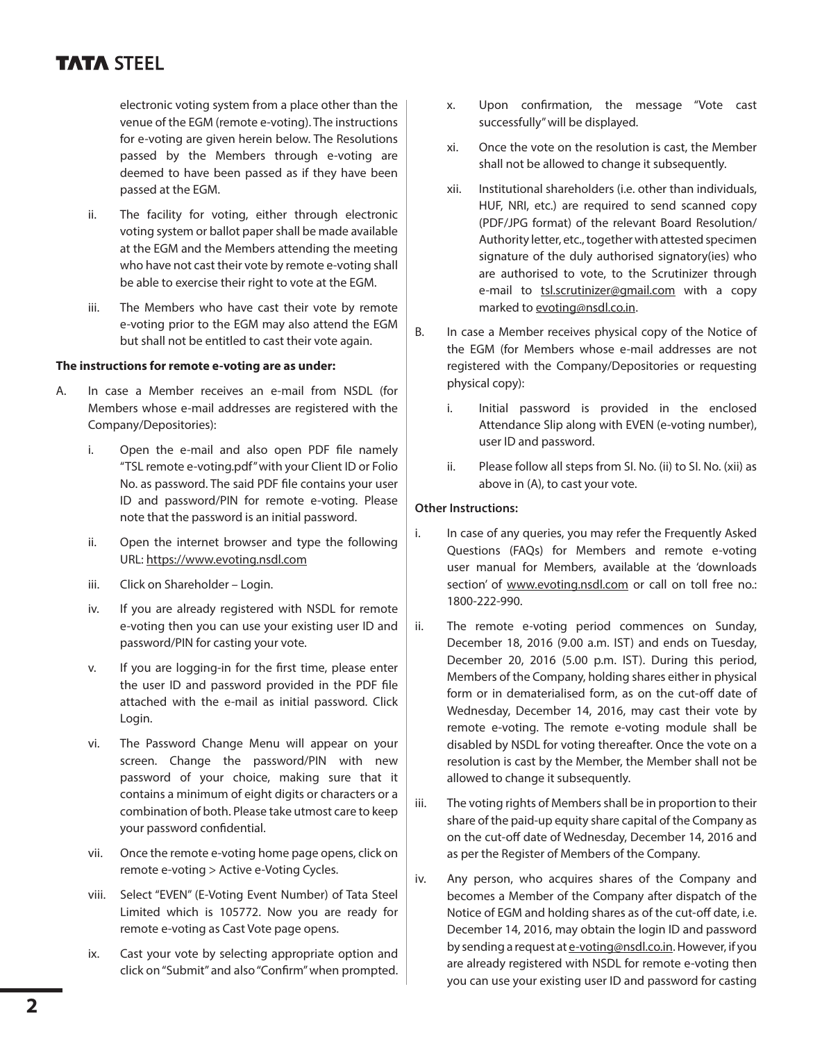electronic voting system from a place other than the venue of the EGM (remote e-voting). The instructions for e-voting are given herein below. The Resolutions passed by the Members through e-voting are deemed to have been passed as if they have been passed at the EGM.

ii. The facility for voting, either through electronic voting system or ballot paper shall be made available at the EGM and the Members attending the meeting who have not cast their vote by remote e-voting shall be able to exercise their right to vote at the EGM.

iii. The Members who have cast their vote by remote e-voting prior to the EGM may also attend the EGM but shall not be entitled to cast their vote again.

**The instructions for remote e-voting are as under:**

A. In case a Member receives an e-mail from NSDL (for Members whose e-mail addresses are registered with the Company/Depositories):

   i. Open the e-mail and also open PDF file namely "TSL remote e-voting.pdf" with your Client ID or Folio No. as password. The said PDF file contains your user ID and password/PIN for remote e-voting. Please note that the password is an initial password.

   ii. Open the internet browser and type the following URL: https://www.evoting.nsdl.com

   iii. Click on Shareholder – Login.

   iv. If you are already registered with NSDL for remote e-voting then you can use your existing user ID and password/PIN for casting your vote.

   v. If you are logging-in for the first time, please enter the user ID and password provided in the PDF file attached with the e-mail as initial password. Click Login.

   vi. The Password Change Menu will appear on your screen. Change the password/PIN with new password of your choice, making sure that it contains a minimum of eight digits or characters or a combination of both. Please take utmost care to keep your password confidential.

   vii. Once the remote e-voting home page opens, click on remote e-voting > Active e-Voting Cycles.

   viii. Select "EVEN" (E-Voting Event Number) of Tata Steel Limited which is 105772. Now you are ready for remote e-voting as Cast Vote page opens.

   ix. Cast your vote by selecting appropriate option and click on "Submit" and also "Confirm" when prompted.

   x. Upon confirmation, the message "Vote cast successfully" will be displayed.

   xi. Once the vote on the resolution is cast, the Member shall not be allowed to change it subsequently.

   xii. Institutional shareholders (i.e. other than individuals, HUF, NRI, etc.) are required to send scanned copy (PDF/JPG format) of the relevant Board Resolution/ Authority letter, etc., together with attested specimen signature of the duly authorised signatory(ies) who are authorised to vote, to the Scrutinizer through e-mail to tsl.scrutinizer@gmail.com with a copy marked to evoting@nsdl.co.in.

B. In case a Member receives physical copy of the Notice of the EGM (for Members whose e-mail addresses are not registered with the Company/Depositories or requesting physical copy):

   i. Initial password is provided in the enclosed Attendance Slip along with EVEN (e-voting number), user ID and password.

   ii. Please follow all steps from Sl. No. (ii) to Sl. No. (xii) as above in (A), to cast your vote.

**Other Instructions:**

i. In case of any queries, you may refer the Frequently Asked Questions (FAQs) for Members and remote e-voting user manual for Members, available at the 'downloads section' of www.evoting.nsdl.com or call on toll free no.: 1800-222-990.

ii. The remote e-voting period commences on Sunday, December 18, 2016 (9.00 a.m. IST) and ends on Tuesday, December 20, 2016 (5.00 p.m. IST). During this period, Members of the Company, holding shares either in physical form or in dematerialised form, as on the cut-off date of Wednesday, December 14, 2016, may cast their vote by remote e-voting. The remote e-voting module shall be disabled by NSDL for voting thereafter. Once the vote on a resolution is cast by the Member, the Member shall not be allowed to change it subsequently.

iii. The voting rights of Members shall be in proportion to their share of the paid-up equity share capital of the Company as on the cut-off date of Wednesday, December 14, 2016 and as per the Register of Members of the Company.

iv. Any person, who acquires shares of the Company and becomes a Member of the Company after dispatch of the Notice of EGM and holding shares as of the cut-off date, i.e. December 14, 2016, may obtain the login ID and password by sending a request at e-voting@nsdl.co.in. However, if you are already registered with NSDL for remote e-voting then you can use your existing user ID and password for casting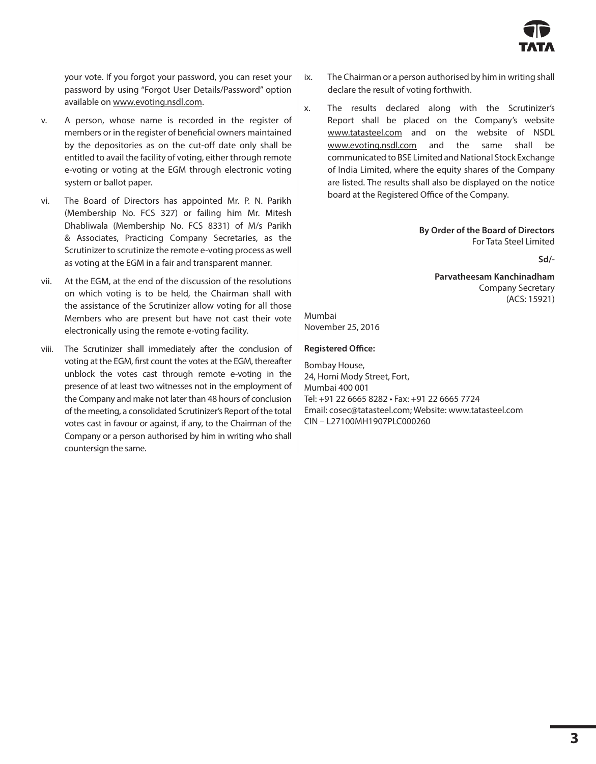your vote. If you forgot your password, you can reset your password by using "Forgot User Details/Password" option available on www.evoting.nsdl.com.

v. A person, whose name is recorded in the register of members or in the register of beneficial owners maintained by the depositories as on the cut-off date only shall be entitled to avail the facility of voting, either through remote e-voting or voting at the EGM through electronic voting system or ballot paper.

vi. The Board of Directors has appointed Mr. P. N. Parikh (Membership No. FCS 327) or failing him Mr. Mitesh Dhabliwala (Membership No. FCS 8331) of M/s Parikh & Associates, Practicing Company Secretaries, as the Scrutinizer to scrutinize the remote e-voting process as well as voting at the EGM in a fair and transparent manner.

vii. At the EGM, at the end of the discussion of the resolutions on which voting is to be held, the Chairman shall with the assistance of the Scrutinizer allow voting for all those Members who are present but have not cast their vote electronically using the remote e-voting facility.

viii. The Scrutinizer shall immediately after the conclusion of voting at the EGM, first count the votes at the EGM, thereafter unblock the votes cast through remote e-voting in the presence of at least two witnesses not in the employment of the Company and make not later than 48 hours of conclusion of the meeting, a consolidated Scrutinizer's Report of the total votes cast in favour or against, if any, to the Chairman of the Company or a person authorised by him in writing who shall countersign the same.

ix. The Chairman or a person authorised by him in writing shall declare the result of voting forthwith.

x. The results declared along with the Scrutinizer's Report shall be placed on the Company's website www.tatasteel.com and on the website of NSDL www.evoting.nsdl.com and the same shall be communicated to BSE Limited and National Stock Exchange of India Limited, where the equity shares of the Company are listed. The results shall also be displayed on the notice board at the Registered Office of the Company.

**By Order of the Board of Directors**
For Tata Steel Limited

**Sd/-**

**Parvatheesam Kanchinadham**
Company Secretary
(ACS: 15921)

Mumbai
November 25, 2016

**Registered Office:**

Bombay House,
24, Homi Mody Street, Fort,
Mumbai 400 001
Tel: +91 22 6665 8282 • Fax: +91 22 6665 7724
Email: cosec@tatasteel.com; Website: www.tatasteel.com
CIN – L27100MH1907PLC000260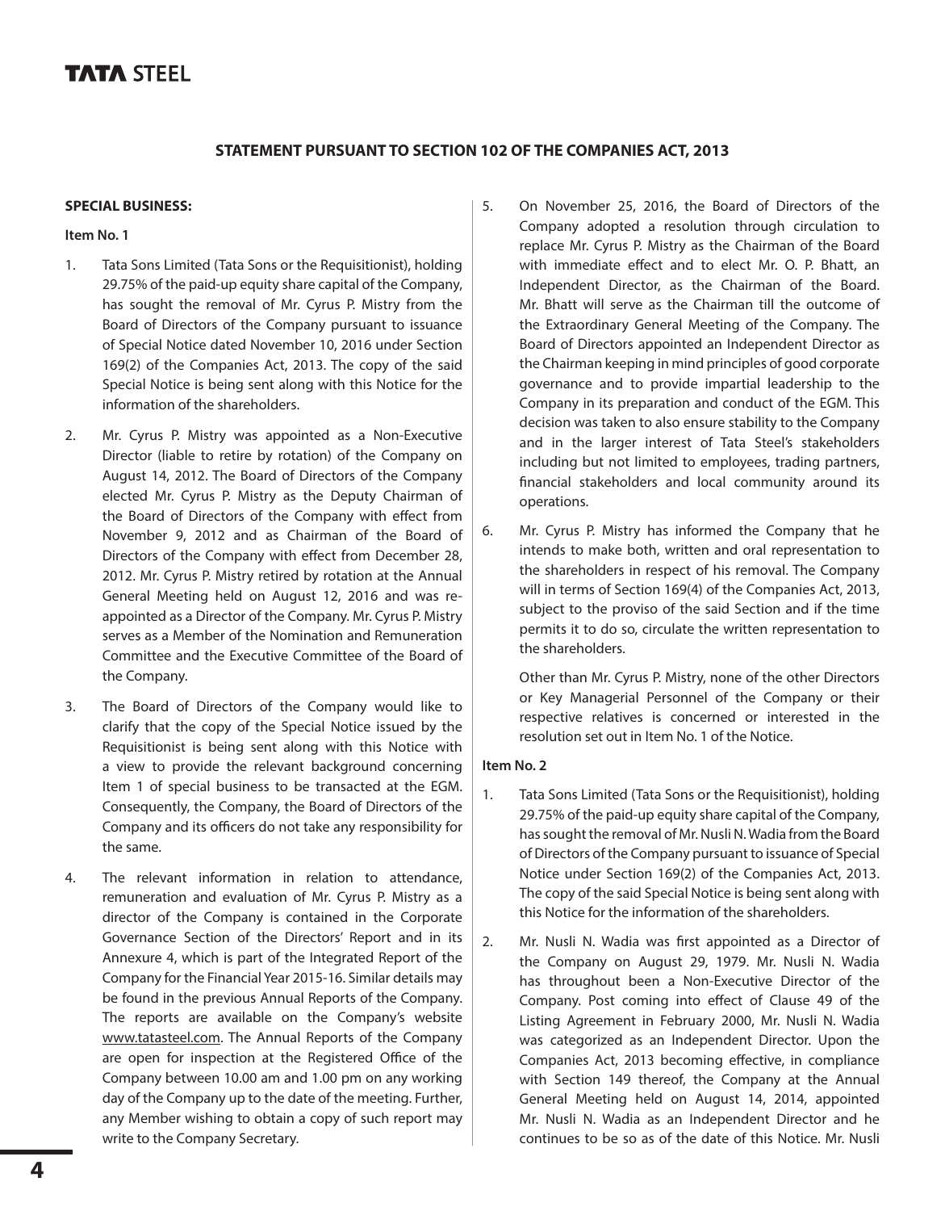## STATEMENT PURSUANT TO SECTION 102 OF THE COMPANIES ACT, 2013

**SPECIAL BUSINESS:**

**Item No. 1**

1. Tata Sons Limited (Tata Sons or the Requisitionist), holding 29.75% of the paid-up equity share capital of the Company, has sought the removal of Mr. Cyrus P. Mistry from the Board of Directors of the Company pursuant to issuance of Special Notice dated November 10, 2016 under Section 169(2) of the Companies Act, 2013. The copy of the said Special Notice is being sent along with this Notice for the information of the shareholders.

2. Mr. Cyrus P. Mistry was appointed as a Non-Executive Director (liable to retire by rotation) of the Company on August 14, 2012. The Board of Directors of the Company elected Mr. Cyrus P. Mistry as the Deputy Chairman of the Board of Directors of the Company with effect from November 9, 2012 and as Chairman of the Board of Directors of the Company with effect from December 28, 2012. Mr. Cyrus P. Mistry retired by rotation at the Annual General Meeting held on August 12, 2016 and was re-appointed as a Director of the Company. Mr. Cyrus P. Mistry serves as a Member of the Nomination and Remuneration Committee and the Executive Committee of the Board of the Company.

3. The Board of Directors of the Company would like to clarify that the copy of the Special Notice issued by the Requisitionist is being sent along with this Notice with a view to provide the relevant background concerning Item 1 of special business to be transacted at the EGM. Consequently, the Company, the Board of Directors of the Company and its officers do not take any responsibility for the same.

4. The relevant information in relation to attendance, remuneration and evaluation of Mr. Cyrus P. Mistry as a director of the Company is contained in the Corporate Governance Section of the Directors' Report and in its Annexure 4, which is part of the Integrated Report of the Company for the Financial Year 2015-16. Similar details may be found in the previous Annual Reports of the Company. The reports are available on the Company's website www.tatasteel.com. The Annual Reports of the Company are open for inspection at the Registered Office of the Company between 10.00 am and 1.00 pm on any working day of the Company up to the date of the meeting. Further, any Member wishing to obtain a copy of such report may write to the Company Secretary.

5. On November 25, 2016, the Board of Directors of the Company adopted a resolution through circulation to replace Mr. Cyrus P. Mistry as the Chairman of the Board with immediate effect and to elect Mr. O. P. Bhatt, an Independent Director, as the Chairman of the Board. Mr. Bhatt will serve as the Chairman till the outcome of the Extraordinary General Meeting of the Company. The Board of Directors appointed an Independent Director as the Chairman keeping in mind principles of good corporate governance and to provide impartial leadership to the Company in its preparation and conduct of the EGM. This decision was taken to also ensure stability to the Company and in the larger interest of Tata Steel's stakeholders including but not limited to employees, trading partners, financial stakeholders and local community around its operations.

6. Mr. Cyrus P. Mistry has informed the Company that he intends to make both, written and oral representation to the shareholders in respect of his removal. The Company will in terms of Section 169(4) of the Companies Act, 2013, subject to the proviso of the said Section and if the time permits it to do so, circulate the written representation to the shareholders.

   Other than Mr. Cyrus P. Mistry, none of the other Directors or Key Managerial Personnel of the Company or their respective relatives is concerned or interested in the resolution set out in Item No. 1 of the Notice.

**Item No. 2**

1. Tata Sons Limited (Tata Sons or the Requisitionist), holding 29.75% of the paid-up equity share capital of the Company, has sought the removal of Mr. Nusli N. Wadia from the Board of Directors of the Company pursuant to issuance of Special Notice under Section 169(2) of the Companies Act, 2013. The copy of the said Special Notice is being sent along with this Notice for the information of the shareholders.

2. Mr. Nusli N. Wadia was first appointed as a Director of the Company on August 29, 1979. Mr. Nusli N. Wadia has throughout been a Non-Executive Director of the Company. Post coming into effect of Clause 49 of the Listing Agreement in February 2000, Mr. Nusli N. Wadia was categorized as an Independent Director. Upon the Companies Act, 2013 becoming effective, in compliance with Section 149 thereof, the Company at the Annual General Meeting held on August 14, 2014, appointed Mr. Nusli N. Wadia as an Independent Director and he continues to be so as of the date of this Notice. Mr. Nusli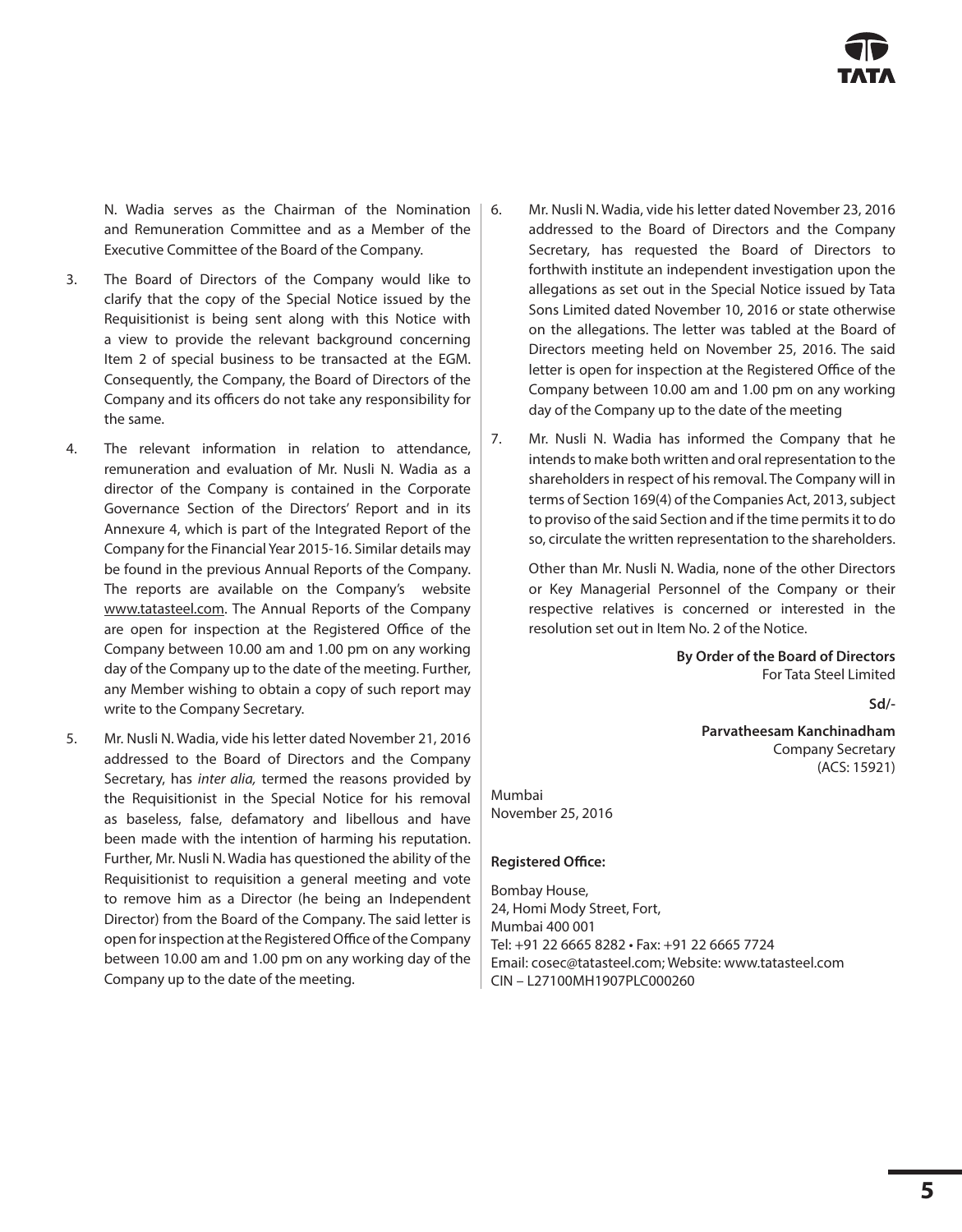N. Wadia serves as the Chairman of the Nomination and Remuneration Committee and as a Member of the Executive Committee of the Board of the Company.

3. The Board of Directors of the Company would like to clarify that the copy of the Special Notice issued by the Requisitionist is being sent along with this Notice with a view to provide the relevant background concerning Item 2 of special business to be transacted at the EGM. Consequently, the Company, the Board of Directors of the Company and its officers do not take any responsibility for the same.

4. The relevant information in relation to attendance, remuneration and evaluation of Mr. Nusli N. Wadia as a director of the Company is contained in the Corporate Governance Section of the Directors' Report and in its Annexure 4, which is part of the Integrated Report of the Company for the Financial Year 2015-16. Similar details may be found in the previous Annual Reports of the Company. The reports are available on the Company's website www.tatasteel.com. The Annual Reports of the Company are open for inspection at the Registered Office of the Company between 10.00 am and 1.00 pm on any working day of the Company up to the date of the meeting. Further, any Member wishing to obtain a copy of such report may write to the Company Secretary.

5. Mr. Nusli N. Wadia, vide his letter dated November 21, 2016 addressed to the Board of Directors and the Company Secretary, has *inter alia,* termed the reasons provided by the Requisitionist in the Special Notice for his removal as baseless, false, defamatory and libellous and have been made with the intention of harming his reputation. Further, Mr. Nusli N. Wadia has questioned the ability of the Requisitionist to requisition a general meeting and vote to remove him as a Director (he being an Independent Director) from the Board of the Company. The said letter is open for inspection at the Registered Office of the Company between 10.00 am and 1.00 pm on any working day of the Company up to the date of the meeting.

6. Mr. Nusli N. Wadia, vide his letter dated November 23, 2016 addressed to the Board of Directors and the Company Secretary, has requested the Board of Directors to forthwith institute an independent investigation upon the allegations as set out in the Special Notice issued by Tata Sons Limited dated November 10, 2016 or state otherwise on the allegations. The letter was tabled at the Board of Directors meeting held on November 25, 2016. The said letter is open for inspection at the Registered Office of the Company between 10.00 am and 1.00 pm on any working day of the Company up to the date of the meeting

7. Mr. Nusli N. Wadia has informed the Company that he intends to make both written and oral representation to the shareholders in respect of his removal. The Company will in terms of Section 169(4) of the Companies Act, 2013, subject to proviso of the said Section and if the time permits it to do so, circulate the written representation to the shareholders.

   Other than Mr. Nusli N. Wadia, none of the other Directors or Key Managerial Personnel of the Company or their respective relatives is concerned or interested in the resolution set out in Item No. 2 of the Notice.

**By Order of the Board of Directors**
For Tata Steel Limited

**Sd/-**

**Parvatheesam Kanchinadham**
Company Secretary
(ACS: 15921)

Mumbai
November 25, 2016

**Registered Office:**

Bombay House,
24, Homi Mody Street, Fort,
Mumbai 400 001
Tel: +91 22 6665 8282 • Fax: +91 22 6665 7724
Email: cosec@tatasteel.com; Website: www.tatasteel.com
CIN – L27100MH1907PLC000260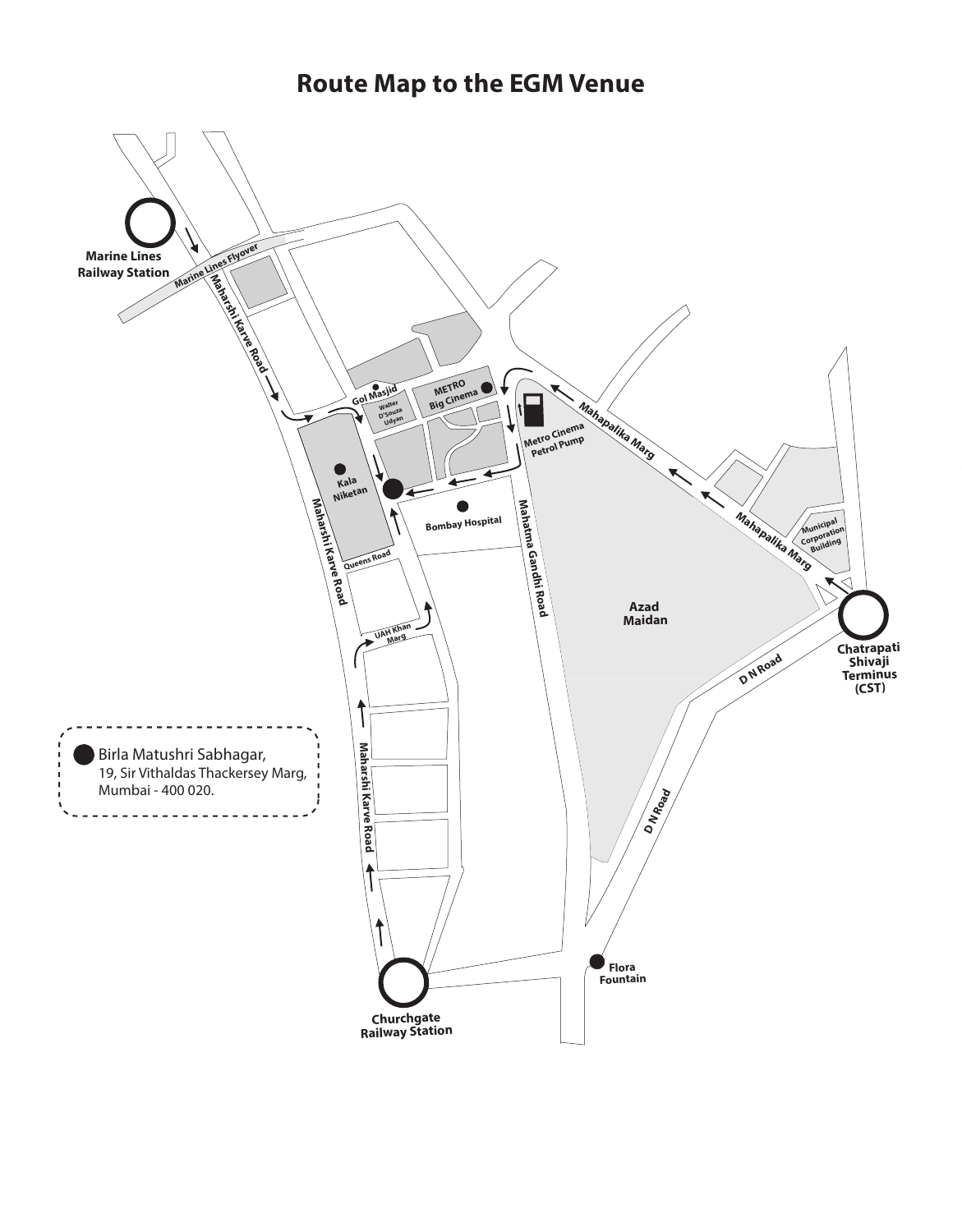# Route Map to the EGM Venue

Birla Matushri Sabhagar,
19, Sir Vithaldas Thackersey Marg,
Mumbai - 400 020.

Marine Lines Railway Station

Marine Lines Flyover

Maharshi Karve Road

Gol Masjid

Walter D'Souza Udyan

METRO Big Cinema

Metro Cinema Petrol Pump

Mahapalika Marg

Kala Niketan

Bombay Hospital

Mahatma Gandhi Road

Municipal Corporation Building

Queens Road

Azad Maidan

Chatrapati Shivaji Terminus (CST)

UAH Khan Marg

D N Road

Flora Fountain

Churchgate Railway Station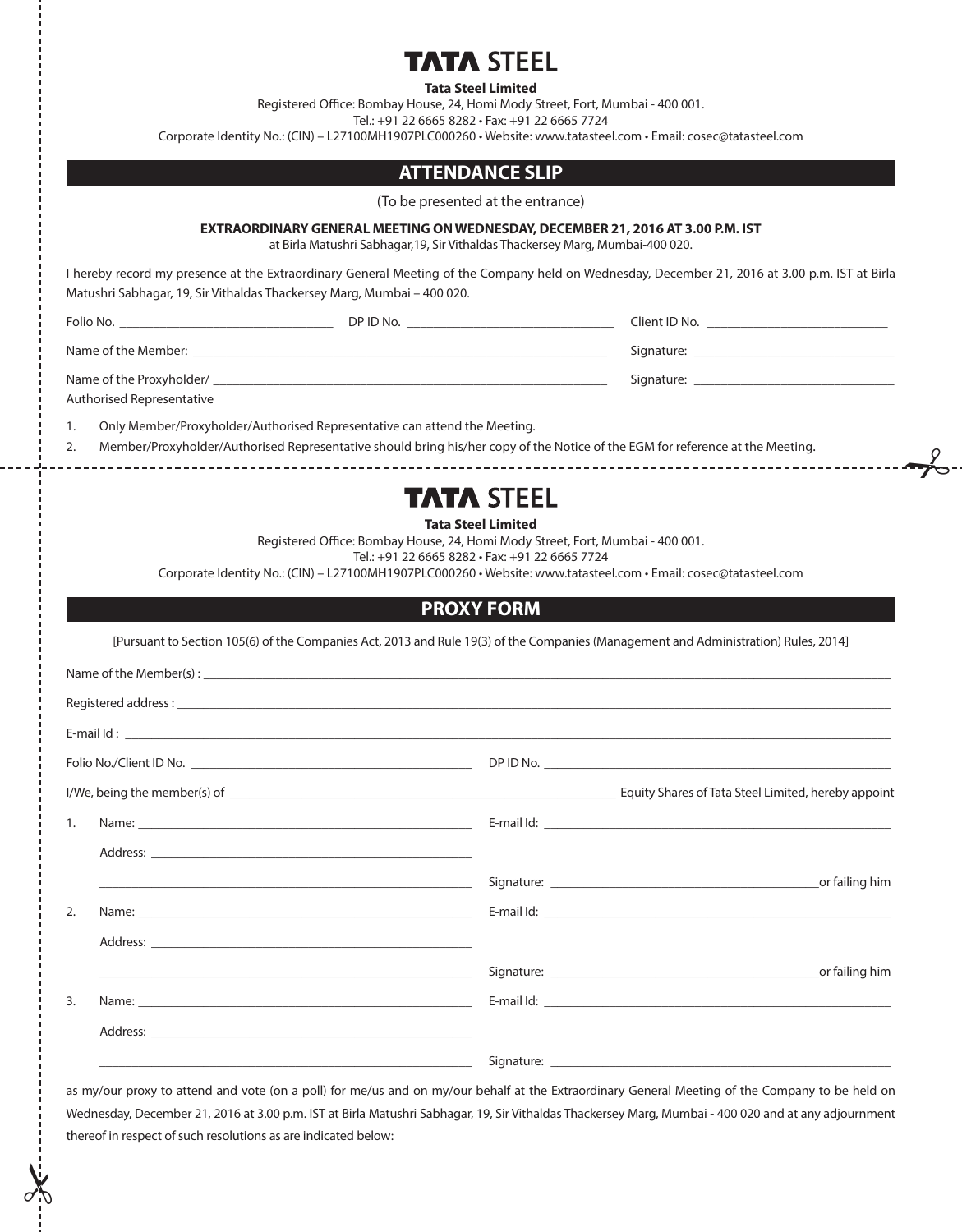# TATA STEEL

**Tata Steel Limited**

Registered Office: Bombay House, 24, Homi Mody Street, Fort, Mumbai - 400 001.
Tel.: +91 22 6665 8282 • Fax: +91 22 6665 7724
Corporate Identity No.: (CIN) – L27100MH1907PLC000260 • Website: www.tatasteel.com • Email: cosec@tatasteel.com

## ATTENDANCE SLIP

(To be presented at the entrance)

**EXTRAORDINARY GENERAL MEETING ON WEDNESDAY, DECEMBER 21, 2016 AT 3.00 P.M. IST**
at Birla Matushri Sabhagar,19, Sir Vithaldas Thackersey Marg, Mumbai-400 020.

I hereby record my presence at the Extraordinary General Meeting of the Company held on Wednesday, December 21, 2016 at 3.00 p.m. IST at Birla Matushri Sabhagar, 19, Sir Vithaldas Thackersey Marg, Mumbai – 400 020.

Folio No. ______________________ DP ID No. ______________________ Client ID No. ______________________

Name of the Member: ________________________________________ Signature: ______________________

Name of the Proxyholder/ Authorised Representative ________________________________________ Signature: ______________________

1. Only Member/Proxyholder/Authorised Representative can attend the Meeting.
2. Member/Proxyholder/Authorised Representative should bring his/her copy of the Notice of the EGM for reference at the Meeting.

---

# TATA STEEL

**Tata Steel Limited**

Registered Office: Bombay House, 24, Homi Mody Street, Fort, Mumbai - 400 001.
Tel.: +91 22 6665 8282 • Fax: +91 22 6665 7724
Corporate Identity No.: (CIN) – L27100MH1907PLC000260 • Website: www.tatasteel.com • Email: cosec@tatasteel.com

## PROXY FORM

[Pursuant to Section 105(6) of the Companies Act, 2013 and Rule 19(3) of the Companies (Management and Administration) Rules, 2014]

Name of the Member(s) : ________________________________________

Registered address : ________________________________________

E-mail Id : ________________________________________

Folio No./Client ID No. ______________________ DP ID No. ______________________

I/We, being the member(s) of ______________________ Equity Shares of Tata Steel Limited, hereby appoint

1. Name: ______________________ E-mail Id: ______________________
   Address: ______________________
   ______________________ Signature: ______________________or failing him
2. Name: ______________________ E-mail Id: ______________________
   Address: ______________________
   ______________________ Signature: ______________________or failing him
3. Name: ______________________ E-mail Id: ______________________
   Address: ______________________
   ______________________ Signature: ______________________

as my/our proxy to attend and vote (on a poll) for me/us and on my/our behalf at the Extraordinary General Meeting of the Company to be held on Wednesday, December 21, 2016 at 3.00 p.m. IST at Birla Matushri Sabhagar, 19, Sir Vithaldas Thackersey Marg, Mumbai - 400 020 and at any adjournment thereof in respect of such resolutions as are indicated below: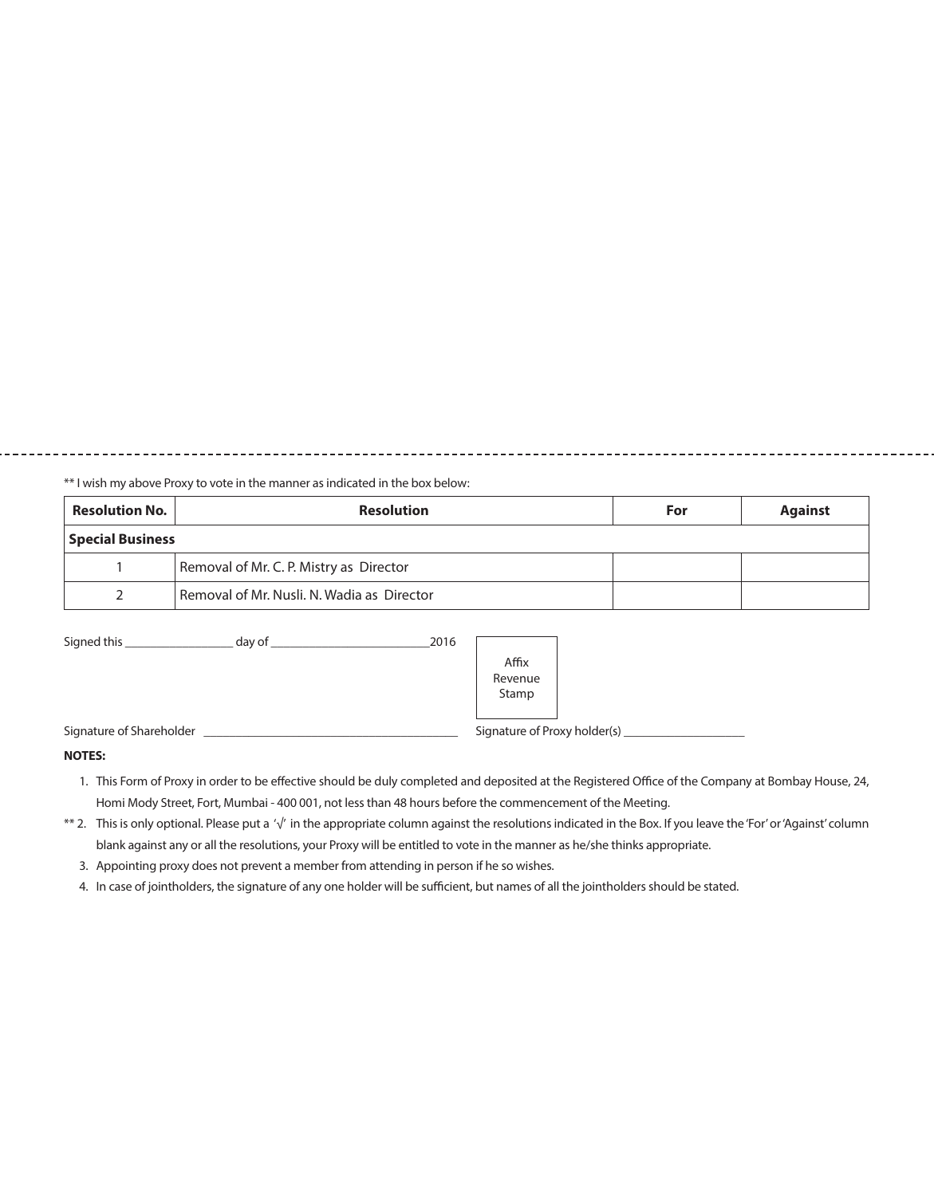---

** I wish my above Proxy to vote in the manner as indicated in the box below:

| Resolution No. | Resolution | For | Against |
| --- | --- | --- | --- |
| **Special Business** | | | |
| 1 | Removal of Mr. C. P. Mistry as Director | | |
| 2 | Removal of Mr. Nusli. N. Wadia as Director | | |

Signed this _________________ day of _________________________2016

Affix Revenue Stamp

Signature of Shareholder ________________________________________ Signature of Proxy holder(s) ___________________

**NOTES:**

1. This Form of Proxy in order to be effective should be duly completed and deposited at the Registered Office of the Company at Bombay House, 24, Homi Mody Street, Fort, Mumbai - 400 001, not less than 48 hours before the commencement of the Meeting.

** 2. This is only optional. Please put a '√' in the appropriate column against the resolutions indicated in the Box. If you leave the 'For' or 'Against' column blank against any or all the resolutions, your Proxy will be entitled to vote in the manner as he/she thinks appropriate.

3. Appointing proxy does not prevent a member from attending in person if he so wishes.

4. In case of jointholders, the signature of any one holder will be sufficient, but names of all the jointholders should be stated.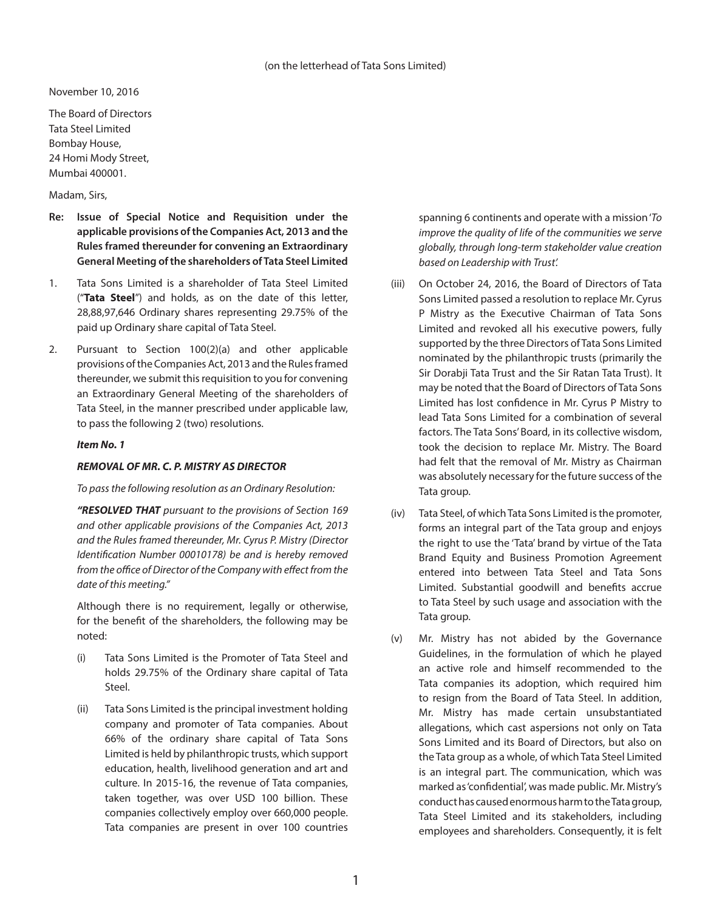(on the letterhead of Tata Sons Limited)

November 10, 2016

The Board of Directors
Tata Steel Limited
Bombay House,
24 Homi Mody Street,
Mumbai 400001.

Madam, Sirs,

**Re: Issue of Special Notice and Requisition under the applicable provisions of the Companies Act, 2013 and the Rules framed thereunder for convening an Extraordinary General Meeting of the shareholders of Tata Steel Limited**

1. Tata Sons Limited is a shareholder of Tata Steel Limited ("**Tata Steel**") and holds, as on the date of this letter, 28,88,97,646 Ordinary shares representing 29.75% of the paid up Ordinary share capital of Tata Steel.

2. Pursuant to Section 100(2)(a) and other applicable provisions of the Companies Act, 2013 and the Rules framed thereunder, we submit this requisition to you for convening an Extraordinary General Meeting of the shareholders of Tata Steel, in the manner prescribed under applicable law, to pass the following 2 (two) resolutions.

***Item No. 1***

***REMOVAL OF MR. C. P. MISTRY AS DIRECTOR***

*To pass the following resolution as an Ordinary Resolution:*

***"RESOLVED THAT** pursuant to the provisions of Section 169 and other applicable provisions of the Companies Act, 2013 and the Rules framed thereunder, Mr. Cyrus P. Mistry (Director Identification Number 00010178) be and is hereby removed from the office of Director of the Company with effect from the date of this meeting."*

Although there is no requirement, legally or otherwise, for the benefit of the shareholders, the following may be noted:

(i) Tata Sons Limited is the Promoter of Tata Steel and holds 29.75% of the Ordinary share capital of Tata Steel.

(ii) Tata Sons Limited is the principal investment holding company and promoter of Tata companies. About 66% of the ordinary share capital of Tata Sons Limited is held by philanthropic trusts, which support education, health, livelihood generation and art and culture. In 2015-16, the revenue of Tata companies, taken together, was over USD 100 billion. These companies collectively employ over 660,000 people. Tata companies are present in over 100 countries spanning 6 continents and operate with a mission '*To improve the quality of life of the communities we serve globally, through long-term stakeholder value creation based on Leadership with Trust'.*

(iii) On October 24, 2016, the Board of Directors of Tata Sons Limited passed a resolution to replace Mr. Cyrus P Mistry as the Executive Chairman of Tata Sons Limited and revoked all his executive powers, fully supported by the three Directors of Tata Sons Limited nominated by the philanthropic trusts (primarily the Sir Dorabji Tata Trust and the Sir Ratan Tata Trust). It may be noted that the Board of Directors of Tata Sons Limited has lost confidence in Mr. Cyrus P Mistry to lead Tata Sons Limited for a combination of several factors. The Tata Sons' Board, in its collective wisdom, took the decision to replace Mr. Mistry. The Board had felt that the removal of Mr. Mistry as Chairman was absolutely necessary for the future success of the Tata group.

(iv) Tata Steel, of which Tata Sons Limited is the promoter, forms an integral part of the Tata group and enjoys the right to use the 'Tata' brand by virtue of the Tata Brand Equity and Business Promotion Agreement entered into between Tata Steel and Tata Sons Limited. Substantial goodwill and benefits accrue to Tata Steel by such usage and association with the Tata group.

(v) Mr. Mistry has not abided by the Governance Guidelines, in the formulation of which he played an active role and himself recommended to the Tata companies its adoption, which required him to resign from the Board of Tata Steel. In addition, Mr. Mistry has made certain unsubstantiated allegations, which cast aspersions not only on Tata Sons Limited and its Board of Directors, but also on the Tata group as a whole, of which Tata Steel Limited is an integral part. The communication, which was marked as 'confidential', was made public. Mr. Mistry's conduct has caused enormous harm to the Tata group, Tata Steel Limited and its stakeholders, including employees and shareholders. Consequently, it is felt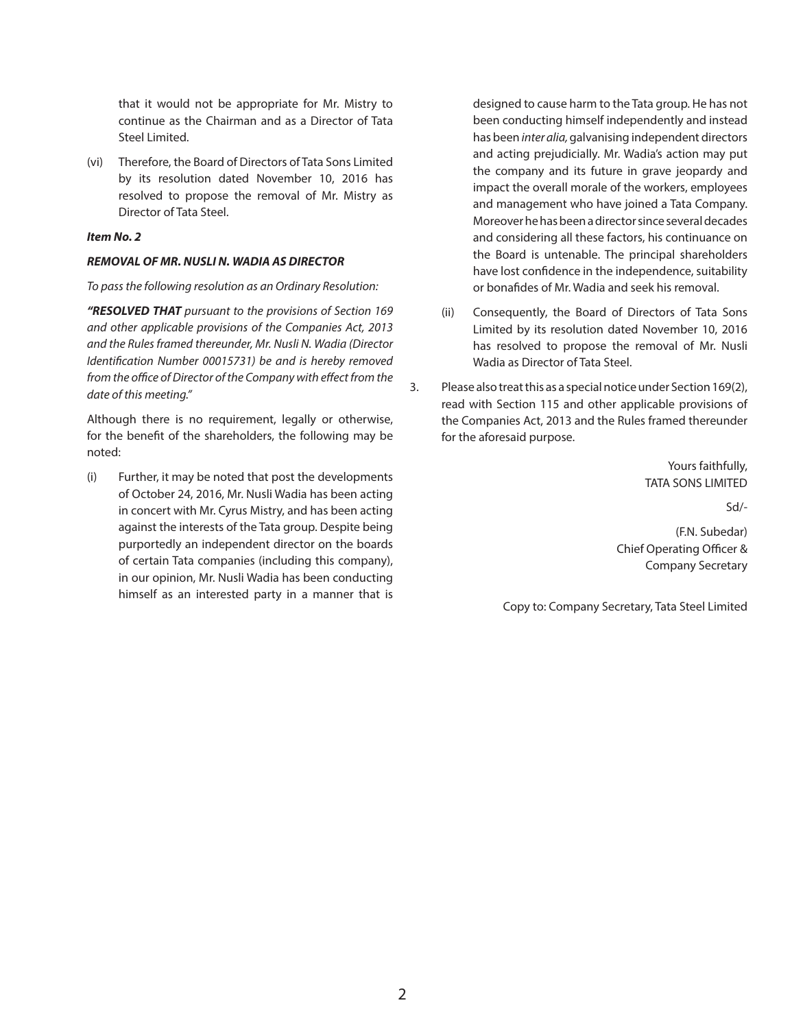that it would not be appropriate for Mr. Mistry to continue as the Chairman and as a Director of Tata Steel Limited.

(vi) Therefore, the Board of Directors of Tata Sons Limited by its resolution dated November 10, 2016 has resolved to propose the removal of Mr. Mistry as Director of Tata Steel.

***Item No. 2***

***REMOVAL OF MR. NUSLI N. WADIA AS DIRECTOR***

*To pass the following resolution as an Ordinary Resolution:*

***"RESOLVED THAT** pursuant to the provisions of Section 169 and other applicable provisions of the Companies Act, 2013 and the Rules framed thereunder, Mr. Nusli N. Wadia (Director Identification Number 00015731) be and is hereby removed from the office of Director of the Company with effect from the date of this meeting."*

Although there is no requirement, legally or otherwise, for the benefit of the shareholders, the following may be noted:

(i) Further, it may be noted that post the developments of October 24, 2016, Mr. Nusli Wadia has been acting in concert with Mr. Cyrus Mistry, and has been acting against the interests of the Tata group. Despite being purportedly an independent director on the boards of certain Tata companies (including this company), in our opinion, Mr. Nusli Wadia has been conducting himself as an interested party in a manner that is designed to cause harm to the Tata group. He has not been conducting himself independently and instead has been *inter alia,* galvanising independent directors and acting prejudicially. Mr. Wadia's action may put the company and its future in grave jeopardy and impact the overall morale of the workers, employees and management who have joined a Tata Company. Moreover he has been a director since several decades and considering all these factors, his continuance on the Board is untenable. The principal shareholders have lost confidence in the independence, suitability or bonafides of Mr. Wadia and seek his removal.

(ii) Consequently, the Board of Directors of Tata Sons Limited by its resolution dated November 10, 2016 has resolved to propose the removal of Mr. Nusli Wadia as Director of Tata Steel.

3. Please also treat this as a special notice under Section 169(2), read with Section 115 and other applicable provisions of the Companies Act, 2013 and the Rules framed thereunder for the aforesaid purpose.

Yours faithfully,
TATA SONS LIMITED

Sd/-

(F.N. Subedar)
Chief Operating Officer &
Company Secretary

Copy to: Company Secretary, Tata Steel Limited